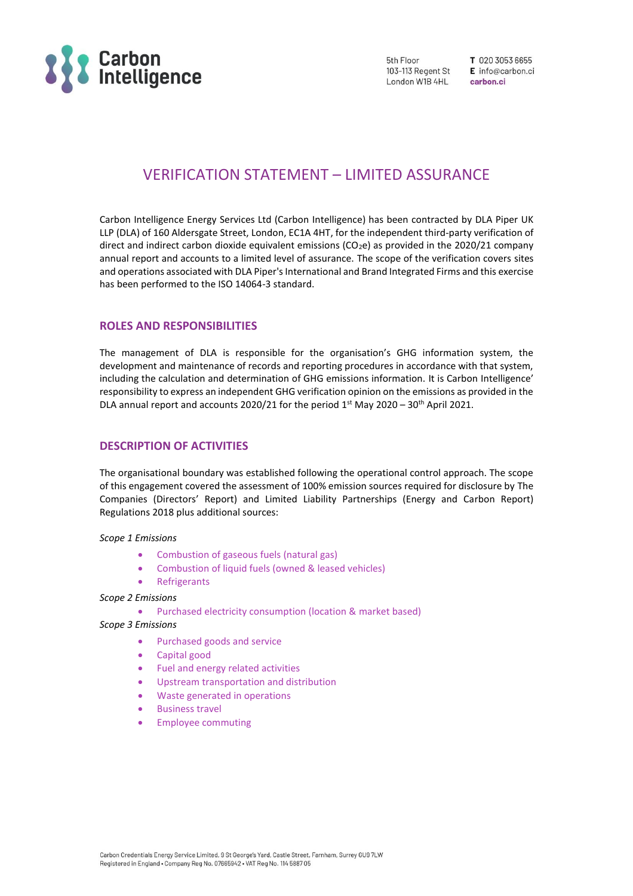# VERIFICATION STATEMENT – LIMITED ASSURANCE

Carbon Intelligence Energy Services Ltd (Carbon Intelligence) has been contracted by DLA Piper UK LLP (DLA) of 160 Aldersgate Street, London, EC1A 4HT, for the independent third-party verification of direct and indirect carbon dioxide equivalent emissions ($CO_2e$) as provided in the 2020/21 company annual report and accounts to a limited level of assurance. The scope of the verification covers sites and operations associated with DLA Piper's International and Brand Integrated Firms and this exercise has been performed to the ISO 14064-3 standard.

## ROLES AND RESPONSIBILITIES

The management of DLA is responsible for the organisation's GHG information system, the development and maintenance of records and reporting procedures in accordance with that system, including the calculation and determination of GHG emissions information. It is Carbon Intelligence' responsibility to express an independent GHG verification opinion on the emissions as provided in the DLA annual report and accounts 2020/21 for the period 1st May 2020 – 30th April 2021.

## DESCRIPTION OF ACTIVITIES

The organisational boundary was established following the operational control approach. The scope of this engagement covered the assessment of 100% emission sources required for disclosure by The Companies (Directors' Report) and Limited Liability Partnerships (Energy and Carbon Report) Regulations 2018 plus additional sources:

*Scope 1 Emissions*

- Combustion of gaseous fuels (natural gas)
- Combustion of liquid fuels (owned & leased vehicles)
- Refrigerants

*Scope 2 Emissions*

- Purchased electricity consumption (location & market based)

*Scope 3 Emissions*

- Purchased goods and service
- Capital good
- Fuel and energy related activities
- Upstream transportation and distribution
- Waste generated in operations
- Business travel
- Employee commuting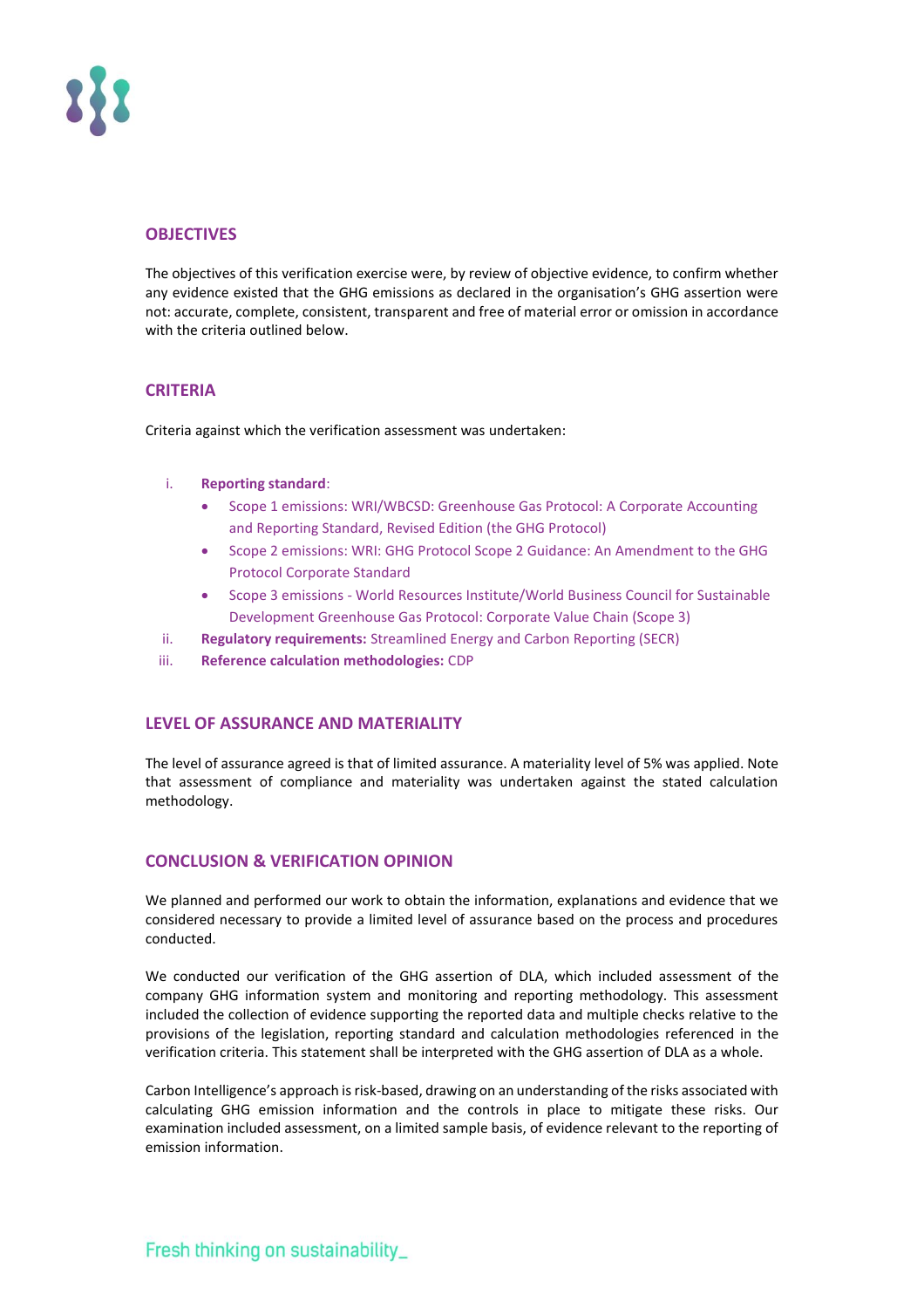## OBJECTIVES

The objectives of this verification exercise were, by review of objective evidence, to confirm whether any evidence existed that the GHG emissions as declared in the organisation's GHG assertion were not: accurate, complete, consistent, transparent and free of material error or omission in accordance with the criteria outlined below.

## CRITERIA

Criteria against which the verification assessment was undertaken:

i. **Reporting standard**:
   - Scope 1 emissions: WRI/WBCSD: Greenhouse Gas Protocol: A Corporate Accounting and Reporting Standard, Revised Edition (the GHG Protocol)
   - Scope 2 emissions: WRI: GHG Protocol Scope 2 Guidance: An Amendment to the GHG Protocol Corporate Standard
   - Scope 3 emissions - World Resources Institute/World Business Council for Sustainable Development Greenhouse Gas Protocol: Corporate Value Chain (Scope 3)

ii. **Regulatory requirements:** Streamlined Energy and Carbon Reporting (SECR)

iii. **Reference calculation methodologies:** CDP

## LEVEL OF ASSURANCE AND MATERIALITY

The level of assurance agreed is that of limited assurance. A materiality level of 5% was applied. Note that assessment of compliance and materiality was undertaken against the stated calculation methodology.

## CONCLUSION & VERIFICATION OPINION

We planned and performed our work to obtain the information, explanations and evidence that we considered necessary to provide a limited level of assurance based on the process and procedures conducted.

We conducted our verification of the GHG assertion of DLA, which included assessment of the company GHG information system and monitoring and reporting methodology. This assessment included the collection of evidence supporting the reported data and multiple checks relative to the provisions of the legislation, reporting standard and calculation methodologies referenced in the verification criteria. This statement shall be interpreted with the GHG assertion of DLA as a whole.

Carbon Intelligence's approach is risk-based, drawing on an understanding of the risks associated with calculating GHG emission information and the controls in place to mitigate these risks. Our examination included assessment, on a limited sample basis, of evidence relevant to the reporting of emission information.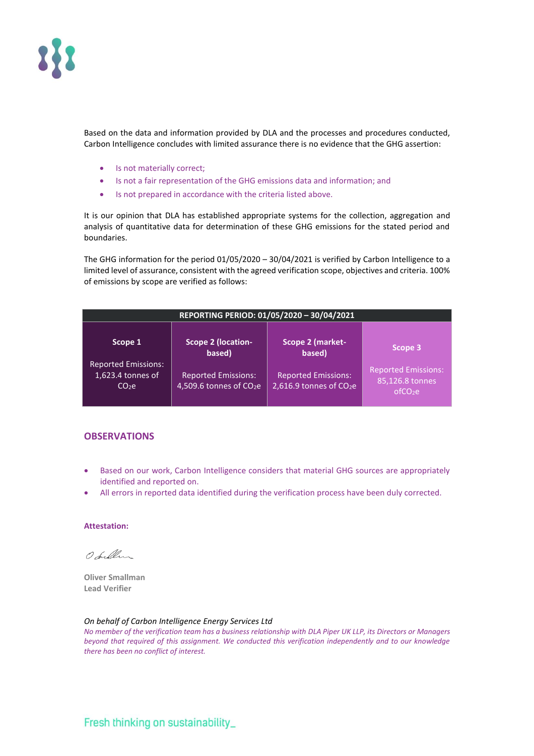Based on the data and information provided by DLA and the processes and procedures conducted, Carbon Intelligence concludes with limited assurance there is no evidence that the GHG assertion:

- Is not materially correct;
- Is not a fair representation of the GHG emissions data and information; and
- Is not prepared in accordance with the criteria listed above.

It is our opinion that DLA has established appropriate systems for the collection, aggregation and analysis of quantitative data for determination of these GHG emissions for the stated period and boundaries.

The GHG information for the period 01/05/2020 – 30/04/2021 is verified by Carbon Intelligence to a limited level of assurance, consistent with the agreed verification scope, objectives and criteria. 100% of emissions by scope are verified as follows:

| REPORTING PERIOD: 01/05/2020 – 30/04/2021 | | | |
|---|---|---|---|
| **Scope 1**<br><br>Reported Emissions: 1,623.4 tonnes of $CO_2e$ | **Scope 2 (location-based)**<br><br>Reported Emissions: 4,509.6 tonnes of $CO_2e$ | **Scope 2 (market-based)**<br><br>Reported Emissions: 2,616.9 tonnes of $CO_2e$ | **Scope 3**<br><br>Reported Emissions: 85,126.8 tonnes of$CO_2e$ |

## OBSERVATIONS

- Based on our work, Carbon Intelligence considers that material GHG sources are appropriately identified and reported on.
- All errors in reported data identified during the verification process have been duly corrected.

**Attestation:**

O Smallman

**Oliver Smallman**
**Lead Verifier**

*On behalf of Carbon Intelligence Energy Services Ltd*
*No member of the verification team has a business relationship with DLA Piper UK LLP, its Directors or Managers beyond that required of this assignment. We conducted this verification independently and to our knowledge there has been no conflict of interest.*